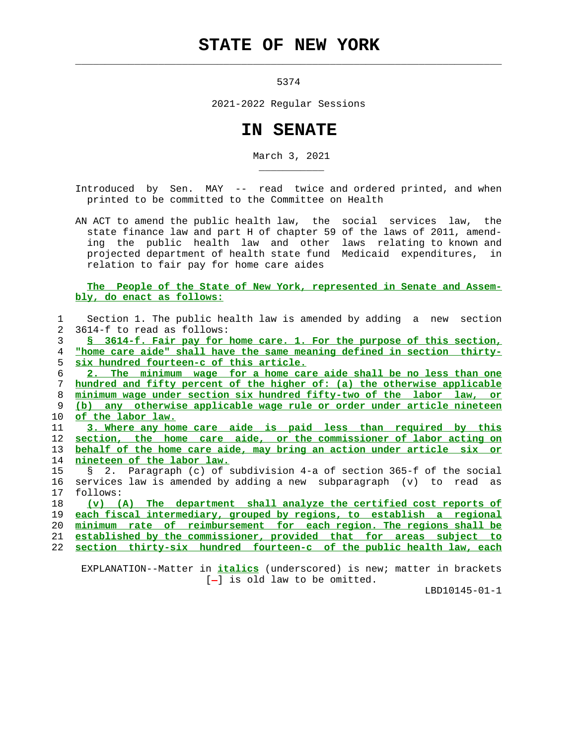# STATE OF NEW YORK

5374

2021-2022 Regular Sessions

# IN SENATE

March 3, 2021

Introduced by Sen. MAY -- read twice and ordered printed, and when printed to be committed to the Committee on Health

AN ACT to amend the public health law, the social services law, the state finance law and part H of chapter 59 of the laws of 2011, amending the public health law and other laws relating to known and projected department of health state fund Medicaid expenditures, in relation to fair pay for home care aides

**The People of the State of New York, represented in Senate and Assembly, do enact as follows:**

1 Section 1. The public health law is amended by adding a new section
2 3614-f to read as follows:
3 **§ 3614-f. Fair pay for home care. 1. For the purpose of this section,**
4 **"home care aide" shall have the same meaning defined in section thirty-**
5 **six hundred fourteen-c of this article.**
6 **2. The minimum wage for a home care aide shall be no less than one**
7 **hundred and fifty percent of the higher of: (a) the otherwise applicable**
8 **minimum wage under section six hundred fifty-two of the labor law, or**
9 **(b) any otherwise applicable wage rule or order under article nineteen**
10 **of the labor law.**
11 **3. Where any home care aide is paid less than required by this**
12 **section, the home care aide, or the commissioner of labor acting on**
13 **behalf of the home care aide, may bring an action under article six or**
14 **nineteen of the labor law.**
15 § 2. Paragraph (c) of subdivision 4-a of section 365-f of the social
16 services law is amended by adding a new subparagraph (v) to read as
17 follows:
18 **(v) (A) The department shall analyze the certified cost reports of**
19 **each fiscal intermediary, grouped by regions, to establish a regional**
20 **minimum rate of reimbursement for each region. The regions shall be**
21 **established by the commissioner, provided that for areas subject to**
22 **section thirty-six hundred fourteen-c of the public health law, each**

EXPLANATION--Matter in ***italics*** (underscored) is new; matter in brackets [-] is old law to be omitted.

LBD10145-01-1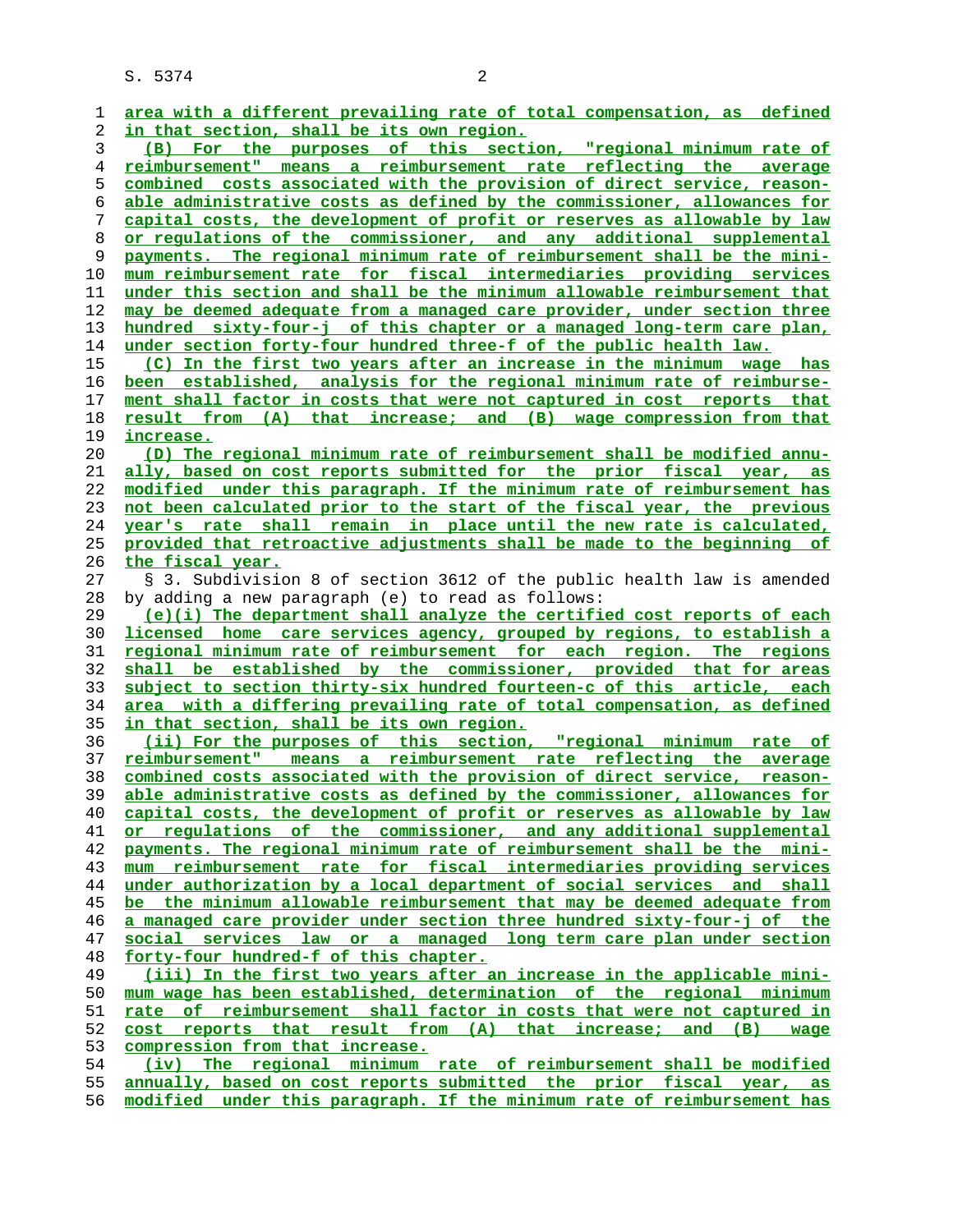area with a different prevailing rate of total compensation, as defined in that section, shall be its own region.

(B) For the purposes of this section, "regional minimum rate of reimbursement" means a reimbursement rate reflecting the average combined costs associated with the provision of direct service, reasonable administrative costs as defined by the commissioner, allowances for capital costs, the development of profit or reserves as allowable by law or regulations of the commissioner, and any additional supplemental payments. The regional minimum rate of reimbursement shall be the minimum reimbursement rate for fiscal intermediaries providing services under this section and shall be the minimum allowable reimbursement that may be deemed adequate from a managed care provider, under section three hundred sixty-four-j of this chapter or a managed long-term care plan, under section forty-four hundred three-f of the public health law.

(C) In the first two years after an increase in the minimum wage has been established, analysis for the regional minimum rate of reimbursement shall factor in costs that were not captured in cost reports that result from (A) that increase; and (B) wage compression from that increase.

(D) The regional minimum rate of reimbursement shall be modified annually, based on cost reports submitted for the prior fiscal year, as modified under this paragraph. If the minimum rate of reimbursement has not been calculated prior to the start of the fiscal year, the previous year's rate shall remain in place until the new rate is calculated, provided that retroactive adjustments shall be made to the beginning of the fiscal year.

§ 3. Subdivision 8 of section 3612 of the public health law is amended by adding a new paragraph (e) to read as follows:

(e)(i) The department shall analyze the certified cost reports of each licensed home care services agency, grouped by regions, to establish a regional minimum rate of reimbursement for each region. The regions shall be established by the commissioner, provided that for areas subject to section thirty-six hundred fourteen-c of this article, each area with a differing prevailing rate of total compensation, as defined in that section, shall be its own region.

(ii) For the purposes of this section, "regional minimum rate of reimbursement" means a reimbursement rate reflecting the average combined costs associated with the provision of direct service, reasonable administrative costs as defined by the commissioner, allowances for capital costs, the development of profit or reserves as allowable by law or regulations of the commissioner, and any additional supplemental payments. The regional minimum rate of reimbursement shall be the minimum reimbursement rate for fiscal intermediaries providing services under authorization by a local department of social services and shall be the minimum allowable reimbursement that may be deemed adequate from a managed care provider under section three hundred sixty-four-j of the social services law or a managed long term care plan under section forty-four hundred-f of this chapter.

(iii) In the first two years after an increase in the applicable minimum wage has been established, determination of the regional minimum rate of reimbursement shall factor in costs that were not captured in cost reports that result from (A) that increase; and (B) wage compression from that increase.

(iv) The regional minimum rate of reimbursement shall be modified annually, based on cost reports submitted the prior fiscal year, as modified under this paragraph. If the minimum rate of reimbursement has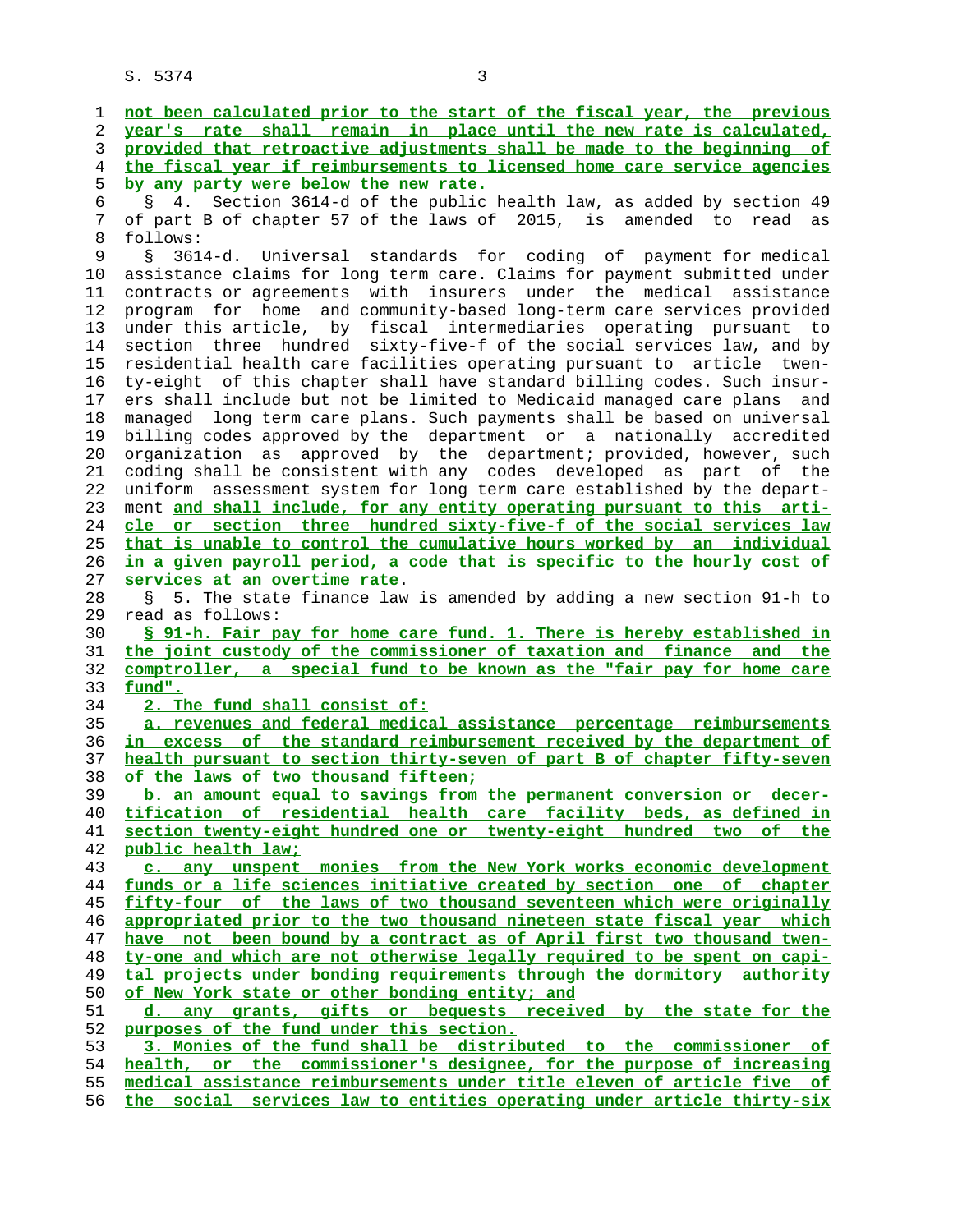not been calculated prior to the start of the fiscal year, the previous year's rate shall remain in place until the new rate is calculated, provided that retroactive adjustments shall be made to the beginning of the fiscal year if reimbursements to licensed home care service agencies by any party were below the new rate.

§ 4. Section 3614-d of the public health law, as added by section 49 of part B of chapter 57 of the laws of 2015, is amended to read as follows:

§ 3614-d. Universal standards for coding of payment for medical assistance claims for long term care. Claims for payment submitted under contracts or agreements with insurers under the medical assistance program for home and community-based long-term care services provided under this article, by fiscal intermediaries operating pursuant to section three hundred sixty-five-f of the social services law, and by residential health care facilities operating pursuant to article twenty-eight of this chapter shall have standard billing codes. Such insurers shall include but not be limited to Medicaid managed care plans and managed long term care plans. Such payments shall be based on universal billing codes approved by the department or a nationally accredited organization as approved by the department; provided, however, such coding shall be consistent with any codes developed as part of the uniform assessment system for long term care established by the department and shall include, for any entity operating pursuant to this article or section three hundred sixty-five-f of the social services law that is unable to control the cumulative hours worked by an individual in a given payroll period, a code that is specific to the hourly cost of services at an overtime rate.

§ 5. The state finance law is amended by adding a new section 91-h to read as follows:

§ 91-h. Fair pay for home care fund. 1. There is hereby established in the joint custody of the commissioner of taxation and finance and the comptroller, a special fund to be known as the "fair pay for home care fund".

2. The fund shall consist of:

a. revenues and federal medical assistance percentage reimbursements in excess of the standard reimbursement received by the department of health pursuant to section thirty-seven of part B of chapter fifty-seven of the laws of two thousand fifteen;

b. an amount equal to savings from the permanent conversion or decertification of residential health care facility beds, as defined in section twenty-eight hundred one or twenty-eight hundred two of the public health law;

c. any unspent monies from the New York works economic development funds or a life sciences initiative created by section one of chapter fifty-four of the laws of two thousand seventeen which were originally appropriated prior to the two thousand nineteen state fiscal year which have not been bound by a contract as of April first two thousand twenty-one and which are not otherwise legally required to be spent on capital projects under bonding requirements through the dormitory authority of New York state or other bonding entity; and

d. any grants, gifts or bequests received by the state for the purposes of the fund under this section.

3. Monies of the fund shall be distributed to the commissioner of health, or the commissioner's designee, for the purpose of increasing medical assistance reimbursements under title eleven of article five of the social services law to entities operating under article thirty-six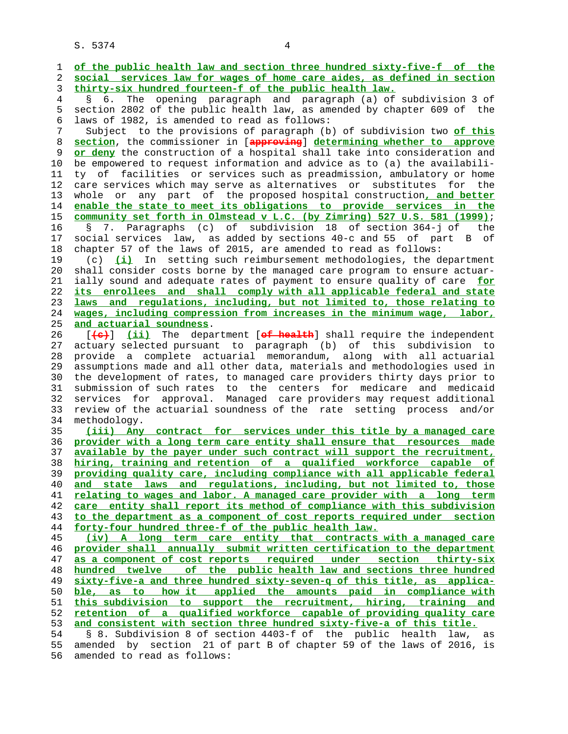of the public health law and section three hundred sixty-five-f of the social services law for wages of home care aides, as defined in section thirty-six hundred fourteen-f of the public health law.

§ 6. The opening paragraph and paragraph (a) of subdivision 3 of section 2802 of the public health law, as amended by chapter 609 of the laws of 1982, is amended to read as follows:

Subject to the provisions of paragraph (b) of subdivision two of this section, the commissioner in [approving] determining whether to approve or deny the construction of a hospital shall take into consideration and be empowered to request information and advice as to (a) the availability of facilities or services such as preadmission, ambulatory or home care services which may serve as alternatives or substitutes for the whole or any part of the proposed hospital construction, and better enable the state to meet its obligations to provide services in the community set forth in Olmstead v L.C. (by Zimring) 527 U.S. 581 (1999);

§ 7. Paragraphs (c) of subdivision 18 of section 364-j of the social services law, as added by sections 40-c and 55 of part B of chapter 57 of the laws of 2015, are amended to read as follows:

(c) (i) In setting such reimbursement methodologies, the department shall consider costs borne by the managed care program to ensure actuarially sound and adequate rates of payment to ensure quality of care for its enrollees and shall comply with all applicable federal and state laws and regulations, including, but not limited to, those relating to wages, including compression from increases in the minimum wage, labor, and actuarial soundness.

[(c)] (ii) The department [of health] shall require the independent actuary selected pursuant to paragraph (b) of this subdivision to provide a complete actuarial memorandum, along with all actuarial assumptions made and all other data, materials and methodologies used in the development of rates, to managed care providers thirty days prior to submission of such rates to the centers for medicare and medicaid services for approval. Managed care providers may request additional review of the actuarial soundness of the rate setting process and/or methodology.

(iii) Any contract for services under this title by a managed care provider with a long term care entity shall ensure that resources made available by the payer under such contract will support the recruitment, hiring, training and retention of a qualified workforce capable of providing quality care, including compliance with all applicable federal and state laws and regulations, including, but not limited to, those relating to wages and labor. A managed care provider with a long term care entity shall report its method of compliance with this subdivision to the department as a component of cost reports required under section forty-four hundred three-f of the public health law.

(iv) A long term care entity that contracts with a managed care provider shall annually submit written certification to the department as a component of cost reports required under section thirty-six hundred twelve of the public health law and sections three hundred sixty-five-a and three hundred sixty-seven-q of this title, as applicable, as to how it applied the amounts paid in compliance with this subdivision to support the recruitment, hiring, training and retention of a qualified workforce capable of providing quality care and consistent with section three hundred sixty-five-a of this title.

§ 8. Subdivision 8 of section 4403-f of the public health law, as amended by section 21 of part B of chapter 59 of the laws of 2016, is amended to read as follows: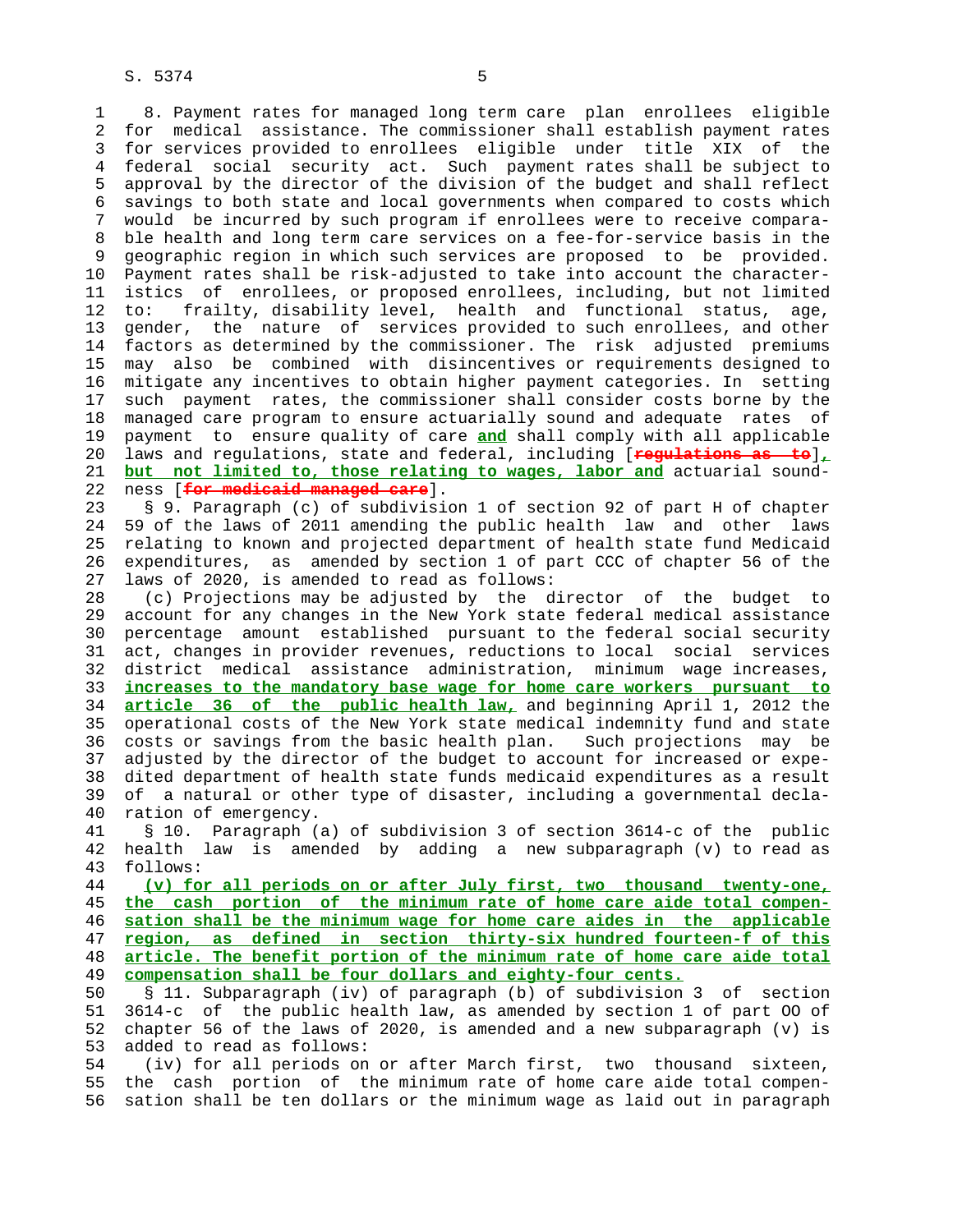8. Payment rates for managed long term care plan enrollees eligible for medical assistance. The commissioner shall establish payment rates for services provided to enrollees eligible under title XIX of the federal social security act. Such payment rates shall be subject to approval by the director of the division of the budget and shall reflect savings to both state and local governments when compared to costs which would be incurred by such program if enrollees were to receive comparable health and long term care services on a fee-for-service basis in the geographic region in which such services are proposed to be provided. Payment rates shall be risk-adjusted to take into account the characteristics of enrollees, or proposed enrollees, including, but not limited to: frailty, disability level, health and functional status, age, gender, the nature of services provided to such enrollees, and other factors as determined by the commissioner. The risk adjusted premiums may also be combined with disincentives or requirements designed to mitigate any incentives to obtain higher payment categories. In setting such payment rates, the commissioner shall consider costs borne by the managed care program to ensure actuarially sound and adequate rates of payment to ensure quality of care **and** shall comply with all applicable laws and regulations, state and federal, including [~~regulations as to~~]**, but not limited to, those relating to wages, labor and** actuarial soundness [~~for medicaid managed care~~].

§ 9. Paragraph (c) of subdivision 1 of section 92 of part H of chapter 59 of the laws of 2011 amending the public health law and other laws relating to known and projected department of health state fund Medicaid expenditures, as amended by section 1 of part CCC of chapter 56 of the laws of 2020, is amended to read as follows:

(c) Projections may be adjusted by the director of the budget to account for any changes in the New York state federal medical assistance percentage amount established pursuant to the federal social security act, changes in provider revenues, reductions to local social services district medical assistance administration, minimum wage increases, **increases to the mandatory base wage for home care workers pursuant to article 36 of the public health law,** and beginning April 1, 2012 the operational costs of the New York state medical indemnity fund and state costs or savings from the basic health plan. Such projections may be adjusted by the director of the budget to account for increased or expedited department of health state funds medicaid expenditures as a result of a natural or other type of disaster, including a governmental declaration of emergency.

§ 10. Paragraph (a) of subdivision 3 of section 3614-c of the public health law is amended by adding a new subparagraph (v) to read as follows:

**(v) for all periods on or after July first, two thousand twenty-one, the cash portion of the minimum rate of home care aide total compensation shall be the minimum wage for home care aides in the applicable region, as defined in section thirty-six hundred fourteen-f of this article. The benefit portion of the minimum rate of home care aide total compensation shall be four dollars and eighty-four cents.**

§ 11. Subparagraph (iv) of paragraph (b) of subdivision 3 of section 3614-c of the public health law, as amended by section 1 of part OO of chapter 56 of the laws of 2020, is amended and a new subparagraph (v) is added to read as follows:

(iv) for all periods on or after March first, two thousand sixteen, the cash portion of the minimum rate of home care aide total compensation shall be ten dollars or the minimum wage as laid out in paragraph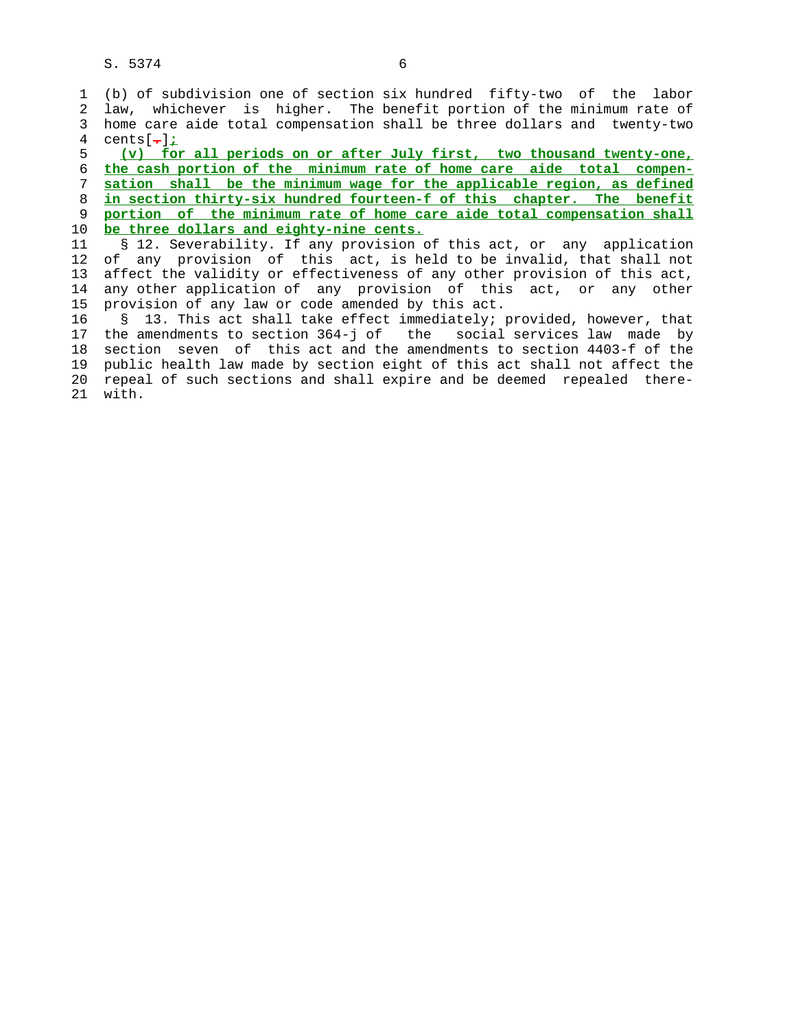(b) of subdivision one of section six hundred fifty-two of the labor law, whichever is higher. The benefit portion of the minimum rate of home care aide total compensation shall be three dollars and twenty-two cents[.];

(v) for all periods on or after July first, two thousand twenty-one, the cash portion of the minimum rate of home care aide total compensation shall be the minimum wage for the applicable region, as defined in section thirty-six hundred fourteen-f of this chapter. The benefit portion of the minimum rate of home care aide total compensation shall be three dollars and eighty-nine cents.

§ 12. Severability. If any provision of this act, or any application of any provision of this act, is held to be invalid, that shall not affect the validity or effectiveness of any other provision of this act, any other application of any provision of this act, or any other provision of any law or code amended by this act.

§ 13. This act shall take effect immediately; provided, however, that the amendments to section 364-j of the social services law made by section seven of this act and the amendments to section 4403-f of the public health law made by section eight of this act shall not affect the repeal of such sections and shall expire and be deemed repealed therewith.